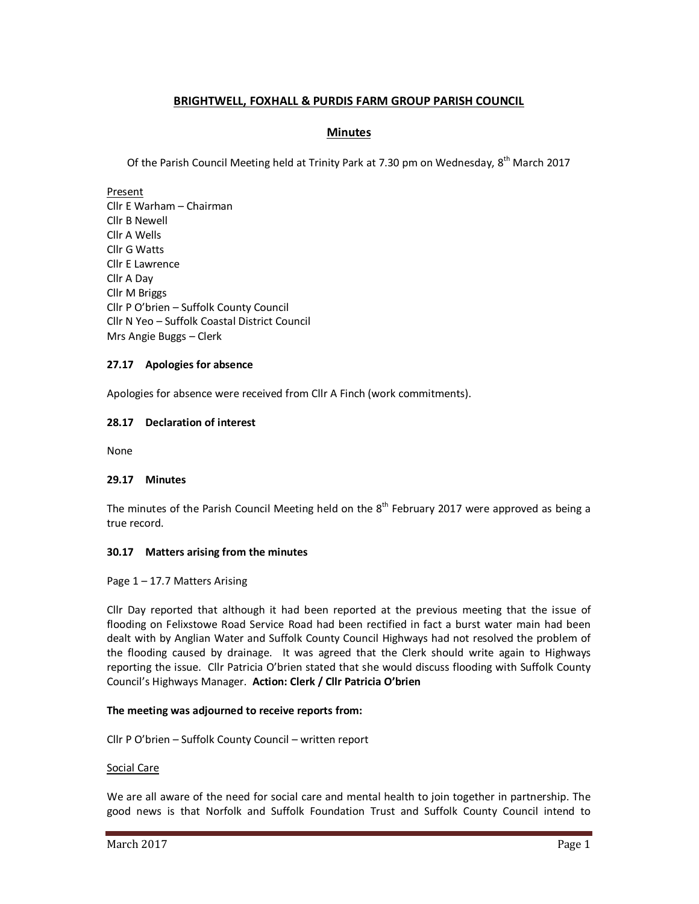# BRIGHTWELL, FOXHALL & PURDIS FARM GROUP PARISH COUNCIL

## Minutes

Of the Parish Council Meeting held at Trinity Park at 7.30 pm on Wednesday, 8th March 2017

Present
Cllr E Warham – Chairman
Cllr B Newell
Cllr A Wells
Cllr G Watts
Cllr E Lawrence
Cllr A Day
Cllr M Briggs
Cllr P O'brien – Suffolk County Council
Cllr N Yeo – Suffolk Coastal District Council
Mrs Angie Buggs – Clerk

### 27.17 Apologies for absence

Apologies for absence were received from Cllr A Finch (work commitments).

### 28.17 Declaration of interest

None

### 29.17 Minutes

The minutes of the Parish Council Meeting held on the 8th February 2017 were approved as being a true record.

### 30.17 Matters arising from the minutes

Page 1 – 17.7 Matters Arising

Cllr Day reported that although it had been reported at the previous meeting that the issue of flooding on Felixstowe Road Service Road had been rectified in fact a burst water main had been dealt with by Anglian Water and Suffolk County Council Highways had not resolved the problem of the flooding caused by drainage. It was agreed that the Clerk should write again to Highways reporting the issue. Cllr Patricia O'brien stated that she would discuss flooding with Suffolk County Council's Highways Manager. **Action: Clerk / Cllr Patricia O'brien**

**The meeting was adjourned to receive reports from:**

Cllr P O'brien – Suffolk County Council – written report

Social Care

We are all aware of the need for social care and mental health to join together in partnership. The good news is that Norfolk and Suffolk Foundation Trust and Suffolk County Council intend to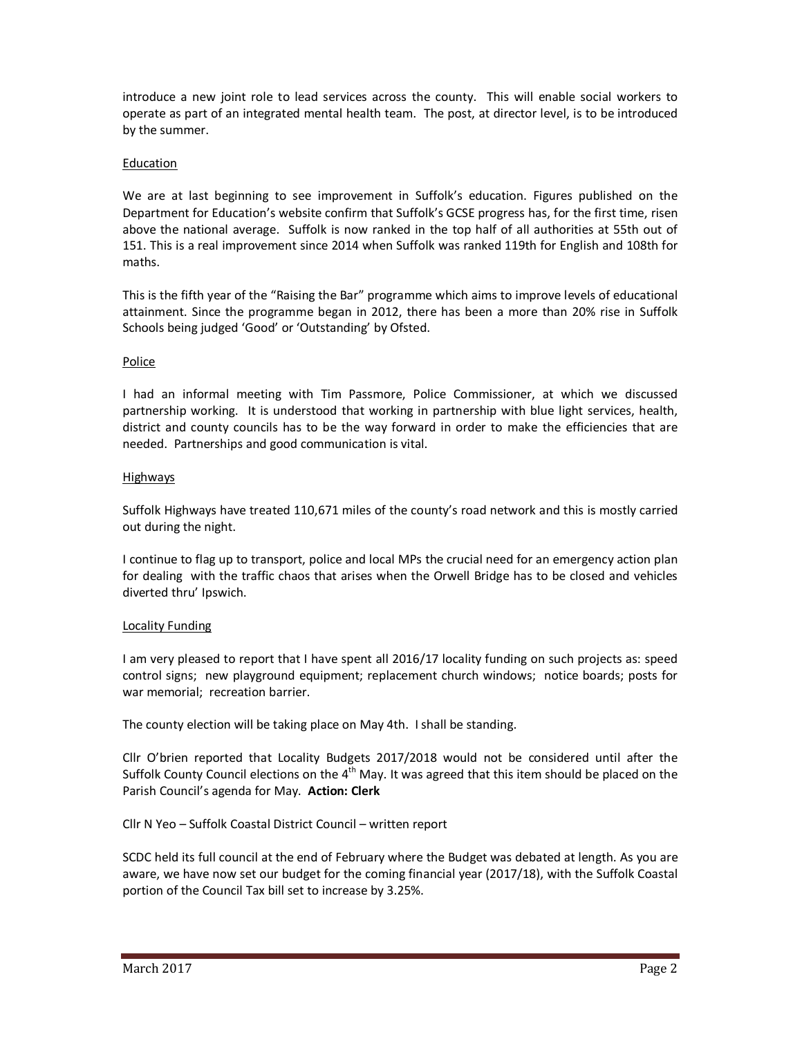introduce a new joint role to lead services across the county. This will enable social workers to operate as part of an integrated mental health team. The post, at director level, is to be introduced by the summer.

Education

We are at last beginning to see improvement in Suffolk's education. Figures published on the Department for Education's website confirm that Suffolk's GCSE progress has, for the first time, risen above the national average. Suffolk is now ranked in the top half of all authorities at 55th out of 151. This is a real improvement since 2014 when Suffolk was ranked 119th for English and 108th for maths.

This is the fifth year of the "Raising the Bar" programme which aims to improve levels of educational attainment. Since the programme began in 2012, there has been a more than 20% rise in Suffolk Schools being judged 'Good' or 'Outstanding' by Ofsted.

Police

I had an informal meeting with Tim Passmore, Police Commissioner, at which we discussed partnership working. It is understood that working in partnership with blue light services, health, district and county councils has to be the way forward in order to make the efficiencies that are needed. Partnerships and good communication is vital.

Highways

Suffolk Highways have treated 110,671 miles of the county's road network and this is mostly carried out during the night.

I continue to flag up to transport, police and local MPs the crucial need for an emergency action plan for dealing with the traffic chaos that arises when the Orwell Bridge has to be closed and vehicles diverted thru' Ipswich.

Locality Funding

I am very pleased to report that I have spent all 2016/17 locality funding on such projects as: speed control signs; new playground equipment; replacement church windows; notice boards; posts for war memorial; recreation barrier.

The county election will be taking place on May 4th. I shall be standing.

Cllr O'brien reported that Locality Budgets 2017/2018 would not be considered until after the Suffolk County Council elections on the 4th May. It was agreed that this item should be placed on the Parish Council's agenda for May. **Action: Clerk**

Cllr N Yeo – Suffolk Coastal District Council – written report

SCDC held its full council at the end of February where the Budget was debated at length. As you are aware, we have now set our budget for the coming financial year (2017/18), with the Suffolk Coastal portion of the Council Tax bill set to increase by 3.25%.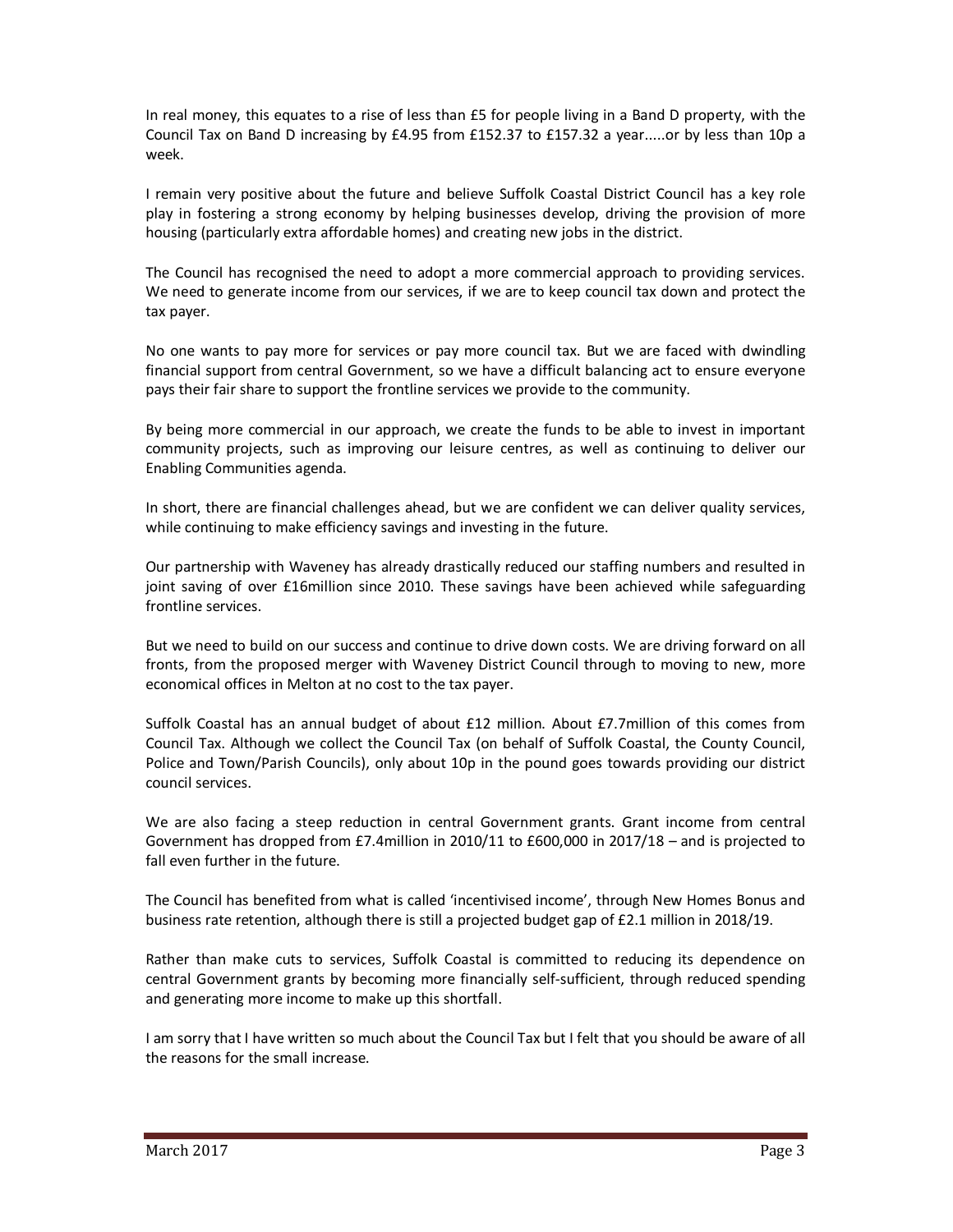In real money, this equates to a rise of less than £5 for people living in a Band D property, with the Council Tax on Band D increasing by £4.95 from £152.37 to £157.32 a year.....or by less than 10p a week.

I remain very positive about the future and believe Suffolk Coastal District Council has a key role play in fostering a strong economy by helping businesses develop, driving the provision of more housing (particularly extra affordable homes) and creating new jobs in the district.

The Council has recognised the need to adopt a more commercial approach to providing services. We need to generate income from our services, if we are to keep council tax down and protect the tax payer.

No one wants to pay more for services or pay more council tax. But we are faced with dwindling financial support from central Government, so we have a difficult balancing act to ensure everyone pays their fair share to support the frontline services we provide to the community.

By being more commercial in our approach, we create the funds to be able to invest in important community projects, such as improving our leisure centres, as well as continuing to deliver our Enabling Communities agenda.

In short, there are financial challenges ahead, but we are confident we can deliver quality services, while continuing to make efficiency savings and investing in the future.

Our partnership with Waveney has already drastically reduced our staffing numbers and resulted in joint saving of over £16million since 2010. These savings have been achieved while safeguarding frontline services.

But we need to build on our success and continue to drive down costs. We are driving forward on all fronts, from the proposed merger with Waveney District Council through to moving to new, more economical offices in Melton at no cost to the tax payer.

Suffolk Coastal has an annual budget of about £12 million. About £7.7million of this comes from Council Tax. Although we collect the Council Tax (on behalf of Suffolk Coastal, the County Council, Police and Town/Parish Councils), only about 10p in the pound goes towards providing our district council services.

We are also facing a steep reduction in central Government grants. Grant income from central Government has dropped from £7.4million in 2010/11 to £600,000 in 2017/18 – and is projected to fall even further in the future.

The Council has benefited from what is called 'incentivised income', through New Homes Bonus and business rate retention, although there is still a projected budget gap of £2.1 million in 2018/19.

Rather than make cuts to services, Suffolk Coastal is committed to reducing its dependence on central Government grants by becoming more financially self-sufficient, through reduced spending and generating more income to make up this shortfall.

I am sorry that I have written so much about the Council Tax but I felt that you should be aware of all the reasons for the small increase.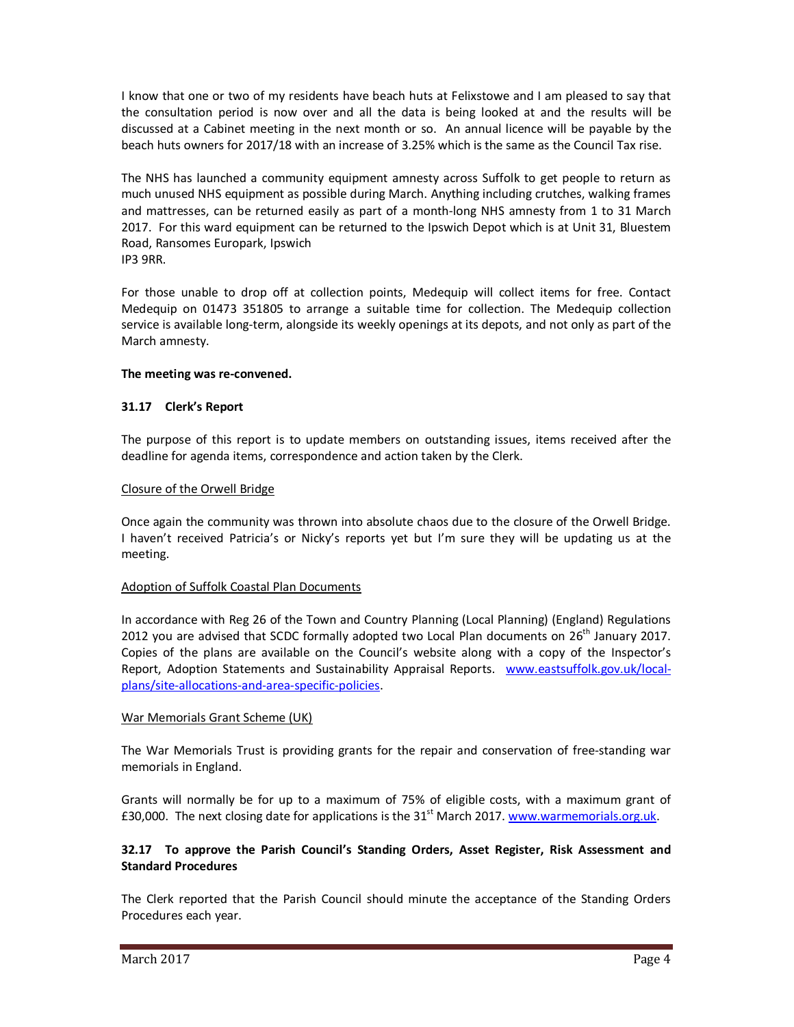I know that one or two of my residents have beach huts at Felixstowe and I am pleased to say that the consultation period is now over and all the data is being looked at and the results will be discussed at a Cabinet meeting in the next month or so. An annual licence will be payable by the beach huts owners for 2017/18 with an increase of 3.25% which is the same as the Council Tax rise.

The NHS has launched a community equipment amnesty across Suffolk to get people to return as much unused NHS equipment as possible during March. Anything including crutches, walking frames and mattresses, can be returned easily as part of a month-long NHS amnesty from 1 to 31 March 2017. For this ward equipment can be returned to the Ipswich Depot which is at Unit 31, Bluestem Road, Ransomes Europark, Ipswich
IP3 9RR.

For those unable to drop off at collection points, Medequip will collect items for free. Contact Medequip on 01473 351805 to arrange a suitable time for collection. The Medequip collection service is available long-term, alongside its weekly openings at its depots, and not only as part of the March amnesty.

**The meeting was re-convened.**

**31.17 Clerk's Report**

The purpose of this report is to update members on outstanding issues, items received after the deadline for agenda items, correspondence and action taken by the Clerk.

Closure of the Orwell Bridge

Once again the community was thrown into absolute chaos due to the closure of the Orwell Bridge. I haven't received Patricia's or Nicky's reports yet but I'm sure they will be updating us at the meeting.

Adoption of Suffolk Coastal Plan Documents

In accordance with Reg 26 of the Town and Country Planning (Local Planning) (England) Regulations 2012 you are advised that SCDC formally adopted two Local Plan documents on 26th January 2017. Copies of the plans are available on the Council's website along with a copy of the Inspector's Report, Adoption Statements and Sustainability Appraisal Reports. www.eastsuffolk.gov.uk/local-plans/site-allocations-and-area-specific-policies.

War Memorials Grant Scheme (UK)

The War Memorials Trust is providing grants for the repair and conservation of free-standing war memorials in England.

Grants will normally be for up to a maximum of 75% of eligible costs, with a maximum grant of £30,000. The next closing date for applications is the 31st March 2017. www.warmemorials.org.uk.

**32.17 To approve the Parish Council's Standing Orders, Asset Register, Risk Assessment and Standard Procedures**

The Clerk reported that the Parish Council should minute the acceptance of the Standing Orders Procedures each year.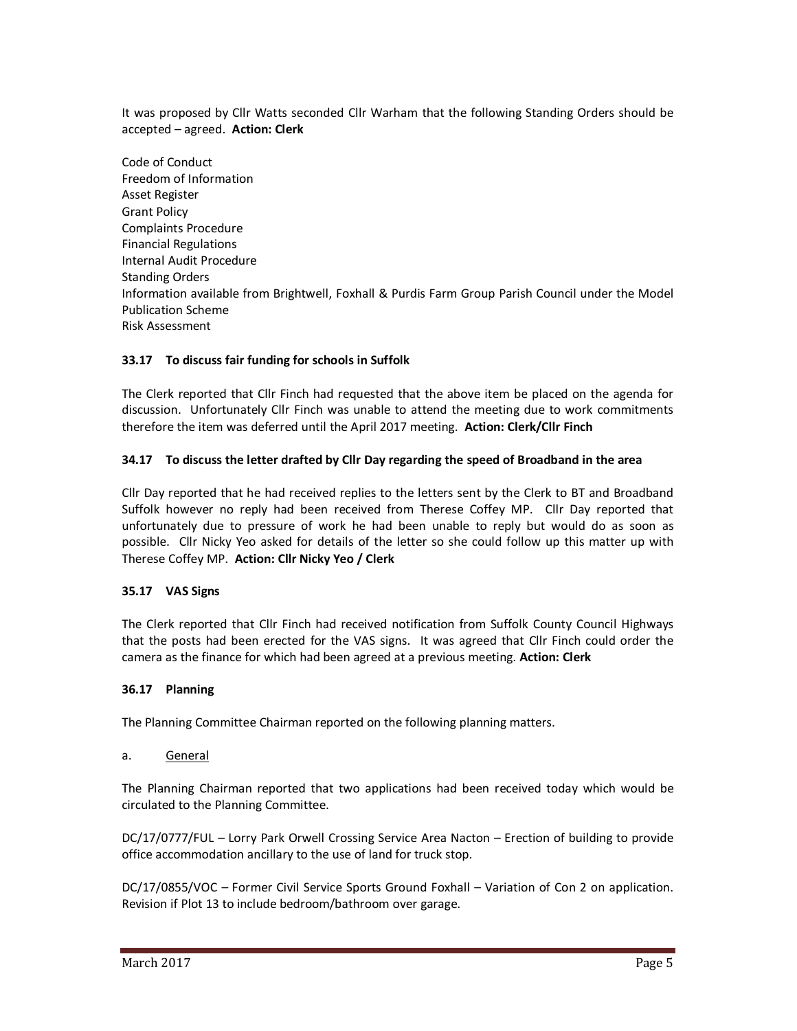It was proposed by Cllr Watts seconded Cllr Warham that the following Standing Orders should be accepted – agreed. **Action: Clerk**

Code of Conduct
Freedom of Information
Asset Register
Grant Policy
Complaints Procedure
Financial Regulations
Internal Audit Procedure
Standing Orders
Information available from Brightwell, Foxhall & Purdis Farm Group Parish Council under the Model Publication Scheme
Risk Assessment

### 33.17 To discuss fair funding for schools in Suffolk

The Clerk reported that Cllr Finch had requested that the above item be placed on the agenda for discussion. Unfortunately Cllr Finch was unable to attend the meeting due to work commitments therefore the item was deferred until the April 2017 meeting. **Action: Clerk/Cllr Finch**

### 34.17 To discuss the letter drafted by Cllr Day regarding the speed of Broadband in the area

Cllr Day reported that he had received replies to the letters sent by the Clerk to BT and Broadband Suffolk however no reply had been received from Therese Coffey MP. Cllr Day reported that unfortunately due to pressure of work he had been unable to reply but would do as soon as possible. Cllr Nicky Yeo asked for details of the letter so she could follow up this matter up with Therese Coffey MP. **Action: Cllr Nicky Yeo / Clerk**

### 35.17 VAS Signs

The Clerk reported that Cllr Finch had received notification from Suffolk County Council Highways that the posts had been erected for the VAS signs. It was agreed that Cllr Finch could order the camera as the finance for which had been agreed at a previous meeting. **Action: Clerk**

### 36.17 Planning

The Planning Committee Chairman reported on the following planning matters.

a. General

The Planning Chairman reported that two applications had been received today which would be circulated to the Planning Committee.

DC/17/0777/FUL – Lorry Park Orwell Crossing Service Area Nacton – Erection of building to provide office accommodation ancillary to the use of land for truck stop.

DC/17/0855/VOC – Former Civil Service Sports Ground Foxhall – Variation of Con 2 on application. Revision if Plot 13 to include bedroom/bathroom over garage.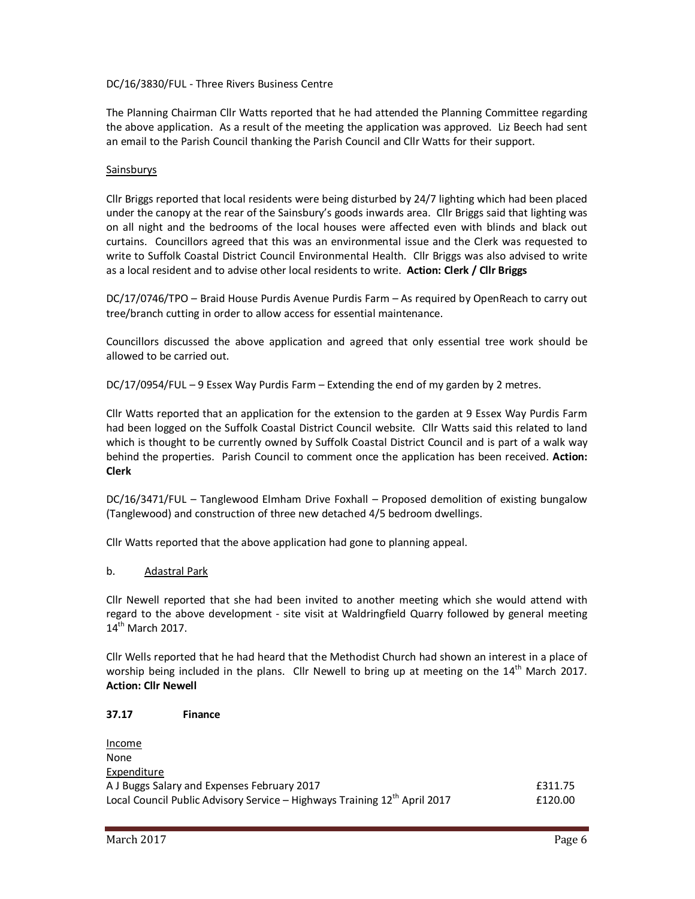DC/16/3830/FUL - Three Rivers Business Centre

The Planning Chairman Cllr Watts reported that he had attended the Planning Committee regarding the above application. As a result of the meeting the application was approved. Liz Beech had sent an email to the Parish Council thanking the Parish Council and Cllr Watts for their support.

Sainsburys

Cllr Briggs reported that local residents were being disturbed by 24/7 lighting which had been placed under the canopy at the rear of the Sainsbury's goods inwards area. Cllr Briggs said that lighting was on all night and the bedrooms of the local houses were affected even with blinds and black out curtains. Councillors agreed that this was an environmental issue and the Clerk was requested to write to Suffolk Coastal District Council Environmental Health. Cllr Briggs was also advised to write as a local resident and to advise other local residents to write. **Action: Clerk / Cllr Briggs**

DC/17/0746/TPO – Braid House Purdis Avenue Purdis Farm – As required by OpenReach to carry out tree/branch cutting in order to allow access for essential maintenance.

Councillors discussed the above application and agreed that only essential tree work should be allowed to be carried out.

DC/17/0954/FUL – 9 Essex Way Purdis Farm – Extending the end of my garden by 2 metres.

Cllr Watts reported that an application for the extension to the garden at 9 Essex Way Purdis Farm had been logged on the Suffolk Coastal District Council website. Cllr Watts said this related to land which is thought to be currently owned by Suffolk Coastal District Council and is part of a walk way behind the properties. Parish Council to comment once the application has been received. **Action: Clerk**

DC/16/3471/FUL – Tanglewood Elmham Drive Foxhall – Proposed demolition of existing bungalow (Tanglewood) and construction of three new detached 4/5 bedroom dwellings.

Cllr Watts reported that the above application had gone to planning appeal.

b. Adastral Park

Cllr Newell reported that she had been invited to another meeting which she would attend with regard to the above development - site visit at Waldringfield Quarry followed by general meeting 14th March 2017.

Cllr Wells reported that he had heard that the Methodist Church had shown an interest in a place of worship being included in the plans. Cllr Newell to bring up at meeting on the 14th March 2017. **Action: Cllr Newell**

**37.17 Finance**

Income
None
Expenditure

| | |
|---|---|
| A J Buggs Salary and Expenses February 2017 | £311.75 |
| Local Council Public Advisory Service – Highways Training 12th April 2017 | £120.00 |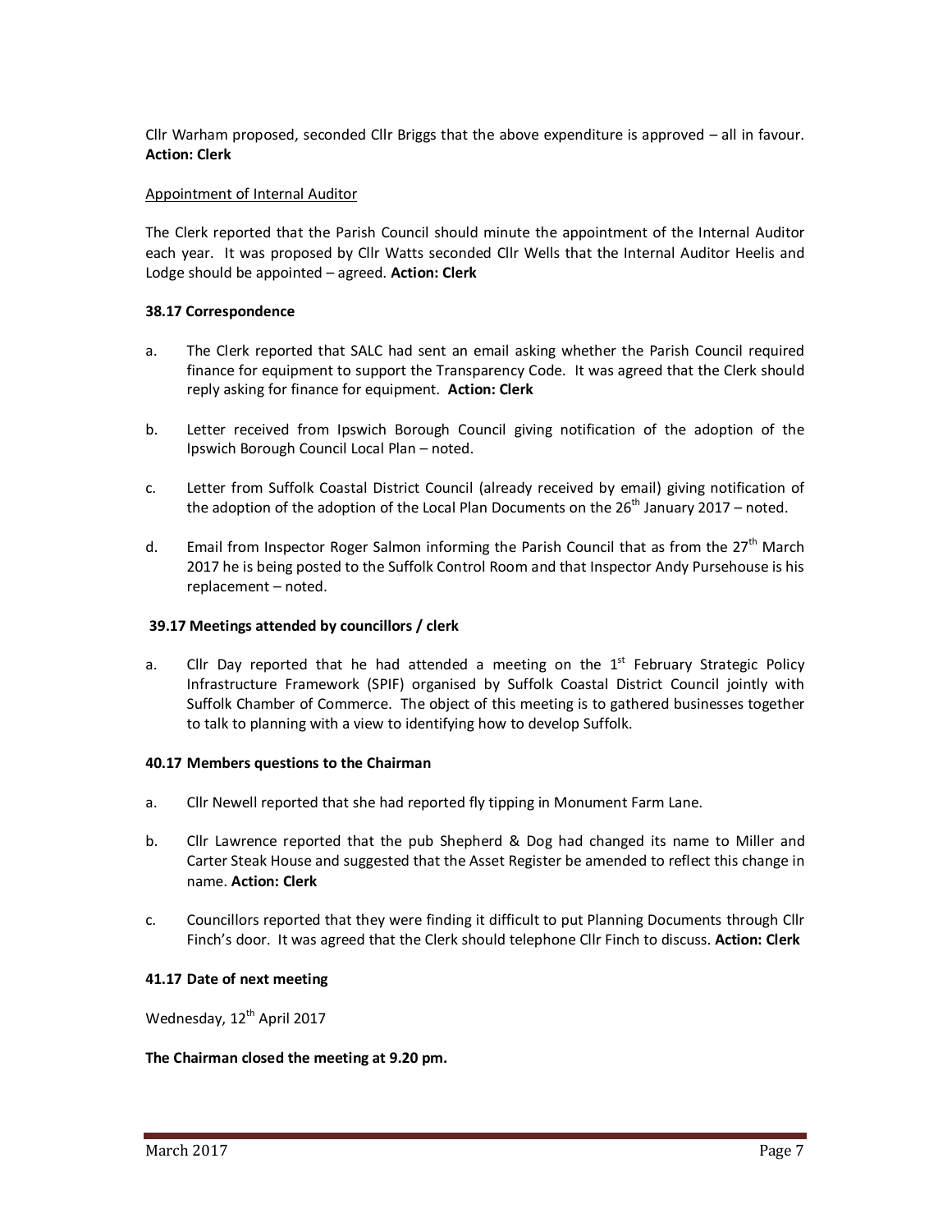Cllr Warham proposed, seconded Cllr Briggs that the above expenditure is approved – all in favour. **Action: Clerk**

Appointment of Internal Auditor

The Clerk reported that the Parish Council should minute the appointment of the Internal Auditor each year. It was proposed by Cllr Watts seconded Cllr Wells that the Internal Auditor Heelis and Lodge should be appointed – agreed. **Action: Clerk**

**38.17 Correspondence**

a. The Clerk reported that SALC had sent an email asking whether the Parish Council required finance for equipment to support the Transparency Code. It was agreed that the Clerk should reply asking for finance for equipment. **Action: Clerk**

b. Letter received from Ipswich Borough Council giving notification of the adoption of the Ipswich Borough Council Local Plan – noted.

c. Letter from Suffolk Coastal District Council (already received by email) giving notification of the adoption of the adoption of the Local Plan Documents on the 26th January 2017 – noted.

d. Email from Inspector Roger Salmon informing the Parish Council that as from the 27th March 2017 he is being posted to the Suffolk Control Room and that Inspector Andy Pursehouse is his replacement – noted.

**39.17 Meetings attended by councillors / clerk**

a. Cllr Day reported that he had attended a meeting on the 1st February Strategic Policy Infrastructure Framework (SPIF) organised by Suffolk Coastal District Council jointly with Suffolk Chamber of Commerce. The object of this meeting is to gathered businesses together to talk to planning with a view to identifying how to develop Suffolk.

**40.17 Members questions to the Chairman**

a. Cllr Newell reported that she had reported fly tipping in Monument Farm Lane.

b. Cllr Lawrence reported that the pub Shepherd & Dog had changed its name to Miller and Carter Steak House and suggested that the Asset Register be amended to reflect this change in name. **Action: Clerk**

c. Councillors reported that they were finding it difficult to put Planning Documents through Cllr Finch's door. It was agreed that the Clerk should telephone Cllr Finch to discuss. **Action: Clerk**

**41.17 Date of next meeting**

Wednesday, 12th April 2017

**The Chairman closed the meeting at 9.20 pm.**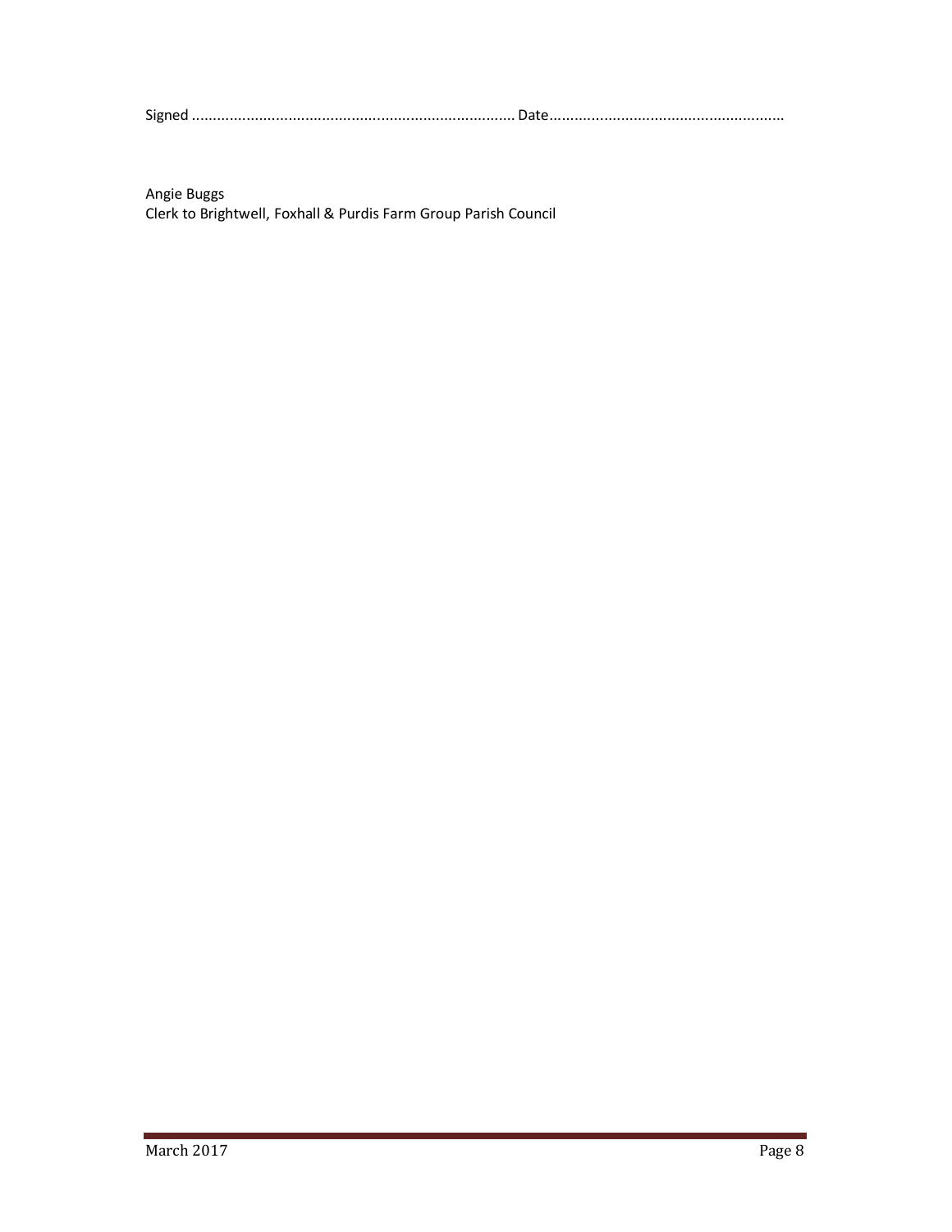Signed ………………………………………………………………………. Date…………………………………………………

Angie Buggs
Clerk to Brightwell, Foxhall & Purdis Farm Group Parish Council